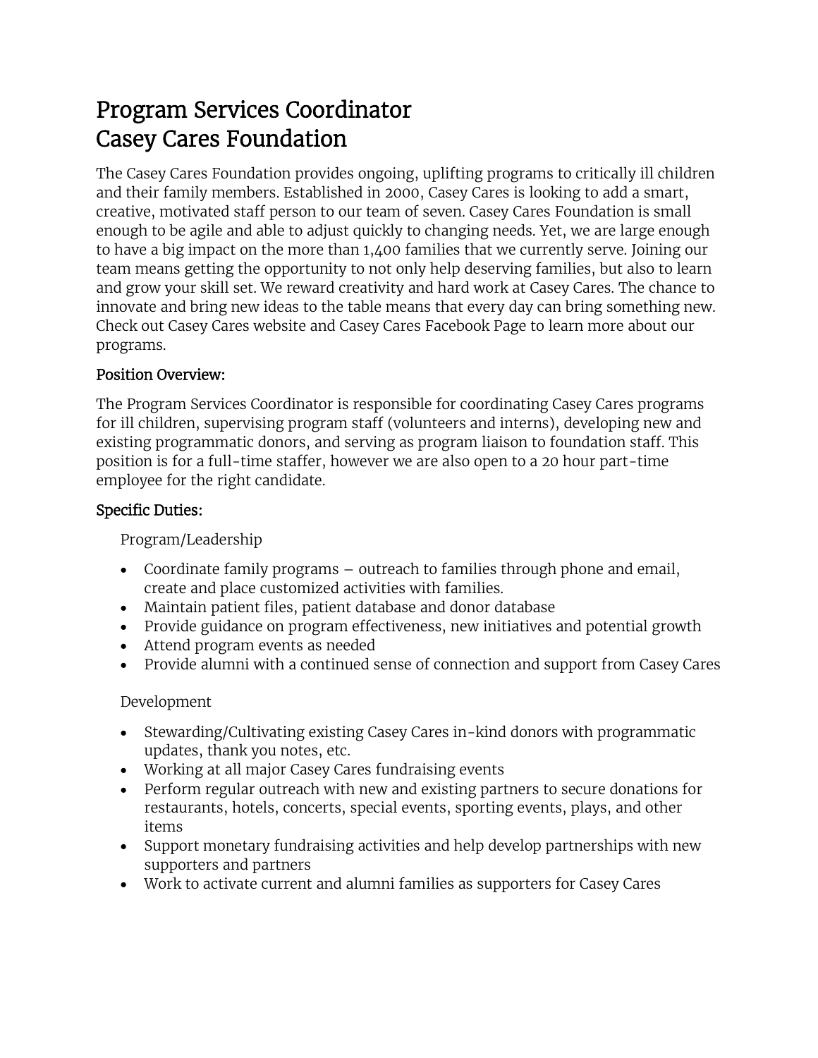# Program Services Coordinator
# Casey Cares Foundation

The Casey Cares Foundation provides ongoing, uplifting programs to critically ill children and their family members. Established in 2000, Casey Cares is looking to add a smart, creative, motivated staff person to our team of seven. Casey Cares Foundation is small enough to be agile and able to adjust quickly to changing needs. Yet, we are large enough to have a big impact on the more than 1,400 families that we currently serve. Joining our team means getting the opportunity to not only help deserving families, but also to learn and grow your skill set. We reward creativity and hard work at Casey Cares. The chance to innovate and bring new ideas to the table means that every day can bring something new. Check out Casey Cares website and Casey Cares Facebook Page to learn more about our programs.

## Position Overview:

The Program Services Coordinator is responsible for coordinating Casey Cares programs for ill children, supervising program staff (volunteers and interns), developing new and existing programmatic donors, and serving as program liaison to foundation staff. This position is for a full-time staffer, however we are also open to a 20 hour part-time employee for the right candidate.

## Specific Duties:

Program/Leadership

- Coordinate family programs – outreach to families through phone and email, create and place customized activities with families.
- Maintain patient files, patient database and donor database
- Provide guidance on program effectiveness, new initiatives and potential growth
- Attend program events as needed
- Provide alumni with a continued sense of connection and support from Casey Cares

Development

- Stewarding/Cultivating existing Casey Cares in-kind donors with programmatic updates, thank you notes, etc.
- Working at all major Casey Cares fundraising events
- Perform regular outreach with new and existing partners to secure donations for restaurants, hotels, concerts, special events, sporting events, plays, and other items
- Support monetary fundraising activities and help develop partnerships with new supporters and partners
- Work to activate current and alumni families as supporters for Casey Cares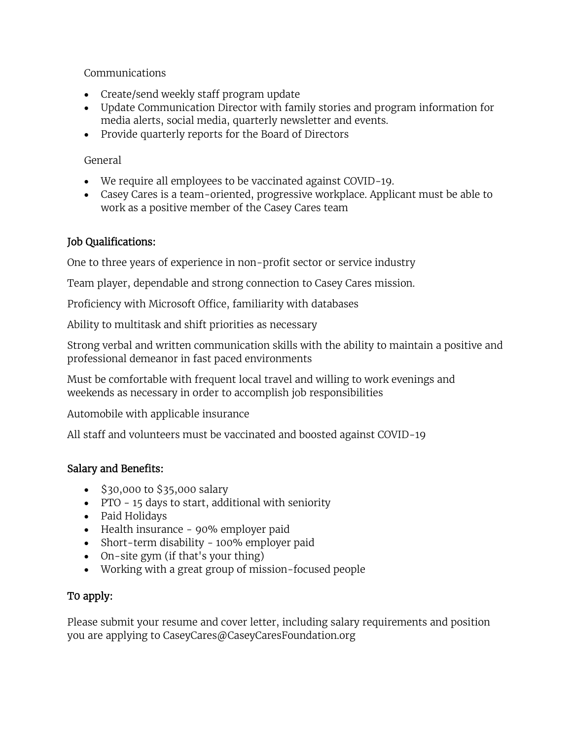Communications

- Create/send weekly staff program update
- Update Communication Director with family stories and program information for media alerts, social media, quarterly newsletter and events.
- Provide quarterly reports for the Board of Directors

General

- We require all employees to be vaccinated against COVID-19.
- Casey Cares is a team-oriented, progressive workplace. Applicant must be able to work as a positive member of the Casey Cares team

## Job Qualifications:

One to three years of experience in non-profit sector or service industry

Team player, dependable and strong connection to Casey Cares mission.

Proficiency with Microsoft Office, familiarity with databases

Ability to multitask and shift priorities as necessary

Strong verbal and written communication skills with the ability to maintain a positive and professional demeanor in fast paced environments

Must be comfortable with frequent local travel and willing to work evenings and weekends as necessary in order to accomplish job responsibilities

Automobile with applicable insurance

All staff and volunteers must be vaccinated and boosted against COVID-19

## Salary and Benefits:

- $30,000 to $35,000 salary
- PTO - 15 days to start, additional with seniority
- Paid Holidays
- Health insurance - 90% employer paid
- Short-term disability - 100% employer paid
- On-site gym (if that's your thing)
- Working with a great group of mission-focused people

## T0 apply:

Please submit your resume and cover letter, including salary requirements and position you are applying to CaseyCares@CaseyCaresFoundation.org